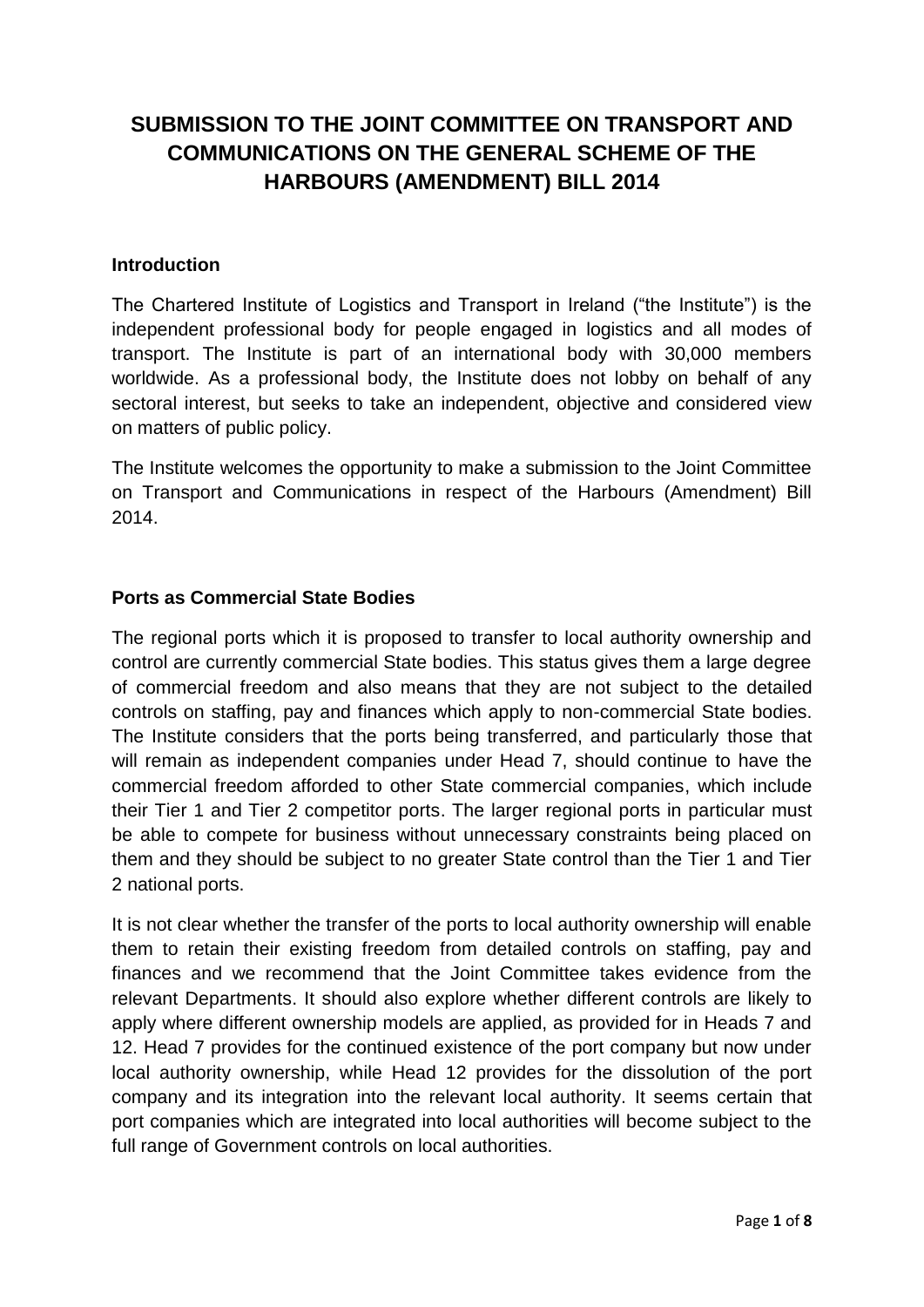# SUBMISSION TO THE JOINT COMMITTEE ON TRANSPORT AND COMMUNICATIONS ON THE GENERAL SCHEME OF THE HARBOURS (AMENDMENT) BILL 2014

## Introduction

The Chartered Institute of Logistics and Transport in Ireland ("the Institute") is the independent professional body for people engaged in logistics and all modes of transport. The Institute is part of an international body with 30,000 members worldwide. As a professional body, the Institute does not lobby on behalf of any sectoral interest, but seeks to take an independent, objective and considered view on matters of public policy.

The Institute welcomes the opportunity to make a submission to the Joint Committee on Transport and Communications in respect of the Harbours (Amendment) Bill 2014.

## Ports as Commercial State Bodies

The regional ports which it is proposed to transfer to local authority ownership and control are currently commercial State bodies. This status gives them a large degree of commercial freedom and also means that they are not subject to the detailed controls on staffing, pay and finances which apply to non-commercial State bodies. The Institute considers that the ports being transferred, and particularly those that will remain as independent companies under Head 7, should continue to have the commercial freedom afforded to other State commercial companies, which include their Tier 1 and Tier 2 competitor ports. The larger regional ports in particular must be able to compete for business without unnecessary constraints being placed on them and they should be subject to no greater State control than the Tier 1 and Tier 2 national ports.

It is not clear whether the transfer of the ports to local authority ownership will enable them to retain their existing freedom from detailed controls on staffing, pay and finances and we recommend that the Joint Committee takes evidence from the relevant Departments. It should also explore whether different controls are likely to apply where different ownership models are applied, as provided for in Heads 7 and 12. Head 7 provides for the continued existence of the port company but now under local authority ownership, while Head 12 provides for the dissolution of the port company and its integration into the relevant local authority. It seems certain that port companies which are integrated into local authorities will become subject to the full range of Government controls on local authorities.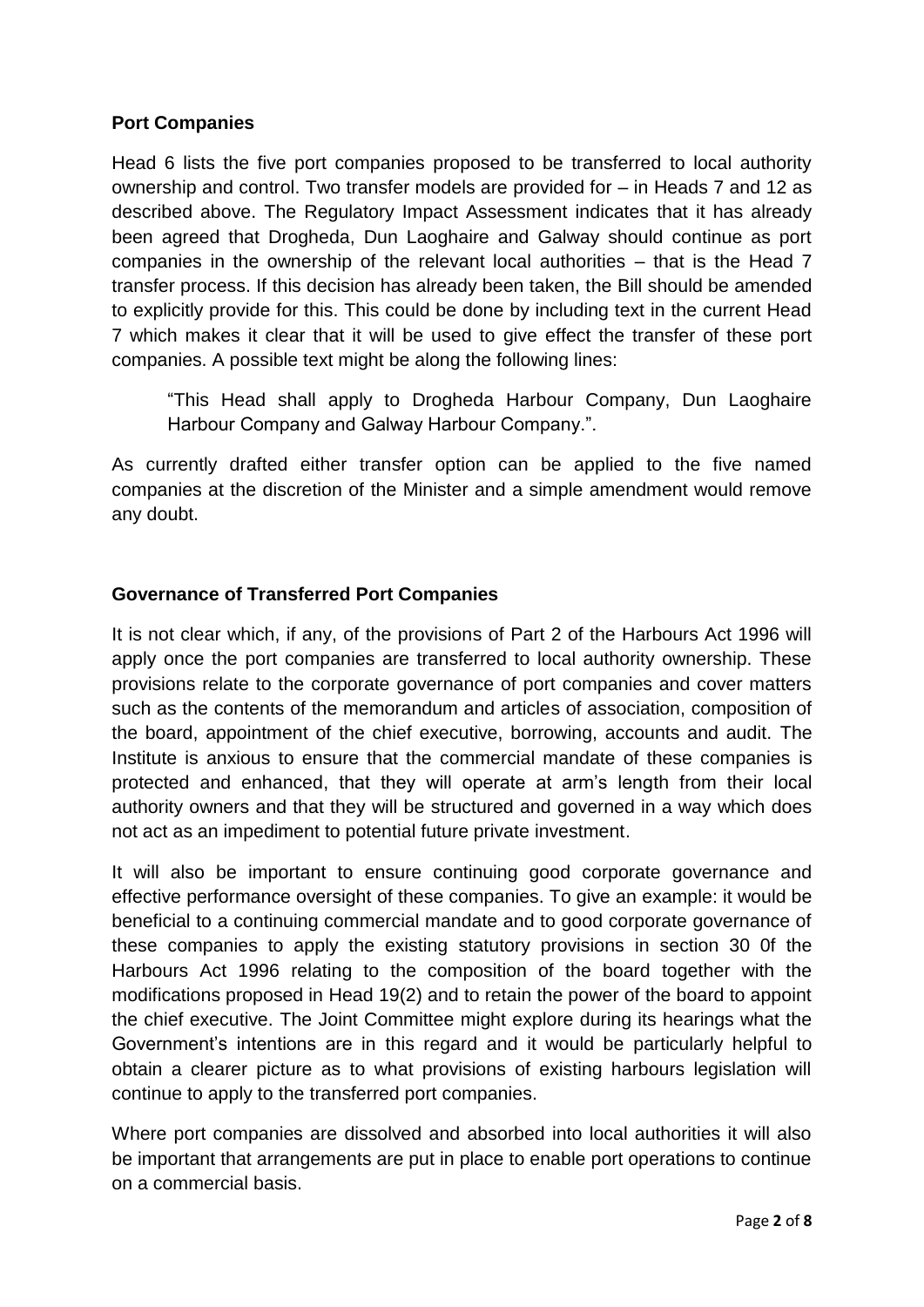**Port Companies**

Head 6 lists the five port companies proposed to be transferred to local authority ownership and control. Two transfer models are provided for – in Heads 7 and 12 as described above. The Regulatory Impact Assessment indicates that it has already been agreed that Drogheda, Dun Laoghaire and Galway should continue as port companies in the ownership of the relevant local authorities – that is the Head 7 transfer process. If this decision has already been taken, the Bill should be amended to explicitly provide for this. This could be done by including text in the current Head 7 which makes it clear that it will be used to give effect the transfer of these port companies. A possible text might be along the following lines:

> "This Head shall apply to Drogheda Harbour Company, Dun Laoghaire Harbour Company and Galway Harbour Company.".

As currently drafted either transfer option can be applied to the five named companies at the discretion of the Minister and a simple amendment would remove any doubt.

**Governance of Transferred Port Companies**

It is not clear which, if any, of the provisions of Part 2 of the Harbours Act 1996 will apply once the port companies are transferred to local authority ownership. These provisions relate to the corporate governance of port companies and cover matters such as the contents of the memorandum and articles of association, composition of the board, appointment of the chief executive, borrowing, accounts and audit. The Institute is anxious to ensure that the commercial mandate of these companies is protected and enhanced, that they will operate at arm's length from their local authority owners and that they will be structured and governed in a way which does not act as an impediment to potential future private investment.

It will also be important to ensure continuing good corporate governance and effective performance oversight of these companies. To give an example: it would be beneficial to a continuing commercial mandate and to good corporate governance of these companies to apply the existing statutory provisions in section 30 0f the Harbours Act 1996 relating to the composition of the board together with the modifications proposed in Head 19(2) and to retain the power of the board to appoint the chief executive. The Joint Committee might explore during its hearings what the Government's intentions are in this regard and it would be particularly helpful to obtain a clearer picture as to what provisions of existing harbours legislation will continue to apply to the transferred port companies.

Where port companies are dissolved and absorbed into local authorities it will also be important that arrangements are put in place to enable port operations to continue on a commercial basis.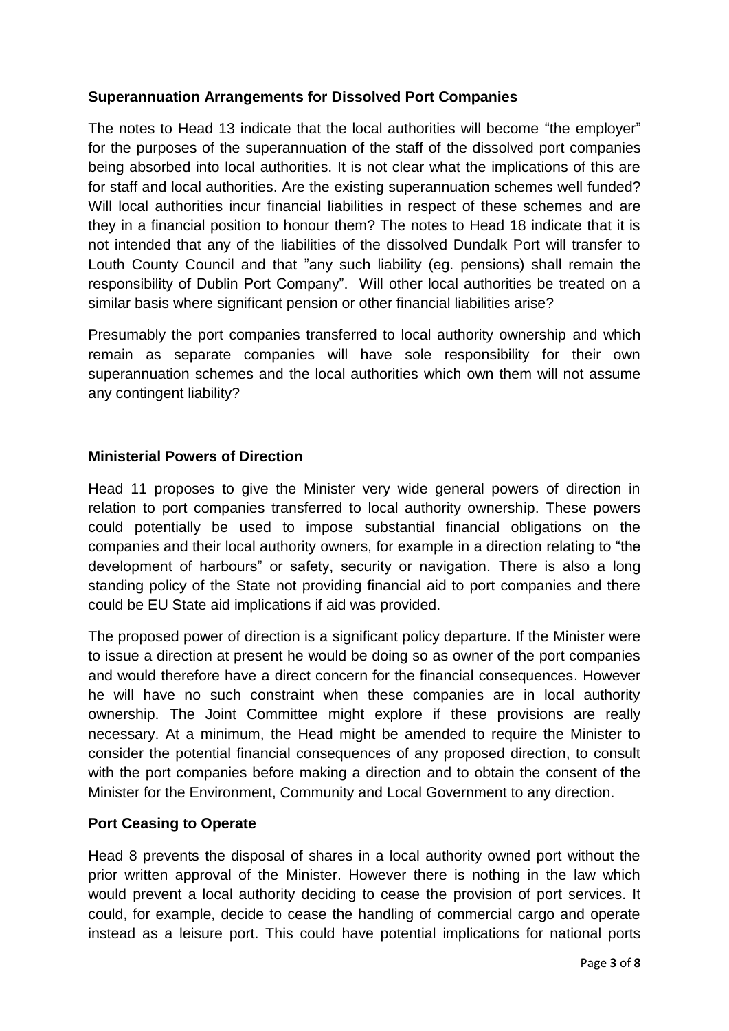**Superannuation Arrangements for Dissolved Port Companies**

The notes to Head 13 indicate that the local authorities will become "the employer" for the purposes of the superannuation of the staff of the dissolved port companies being absorbed into local authorities. It is not clear what the implications of this are for staff and local authorities. Are the existing superannuation schemes well funded? Will local authorities incur financial liabilities in respect of these schemes and are they in a financial position to honour them? The notes to Head 18 indicate that it is not intended that any of the liabilities of the dissolved Dundalk Port will transfer to Louth County Council and that "any such liability (eg. pensions) shall remain the responsibility of Dublin Port Company". Will other local authorities be treated on a similar basis where significant pension or other financial liabilities arise?

Presumably the port companies transferred to local authority ownership and which remain as separate companies will have sole responsibility for their own superannuation schemes and the local authorities which own them will not assume any contingent liability?

**Ministerial Powers of Direction**

Head 11 proposes to give the Minister very wide general powers of direction in relation to port companies transferred to local authority ownership. These powers could potentially be used to impose substantial financial obligations on the companies and their local authority owners, for example in a direction relating to "the development of harbours" or safety, security or navigation. There is also a long standing policy of the State not providing financial aid to port companies and there could be EU State aid implications if aid was provided.

The proposed power of direction is a significant policy departure. If the Minister were to issue a direction at present he would be doing so as owner of the port companies and would therefore have a direct concern for the financial consequences. However he will have no such constraint when these companies are in local authority ownership. The Joint Committee might explore if these provisions are really necessary. At a minimum, the Head might be amended to require the Minister to consider the potential financial consequences of any proposed direction, to consult with the port companies before making a direction and to obtain the consent of the Minister for the Environment, Community and Local Government to any direction.

**Port Ceasing to Operate**

Head 8 prevents the disposal of shares in a local authority owned port without the prior written approval of the Minister. However there is nothing in the law which would prevent a local authority deciding to cease the provision of port services. It could, for example, decide to cease the handling of commercial cargo and operate instead as a leisure port. This could have potential implications for national ports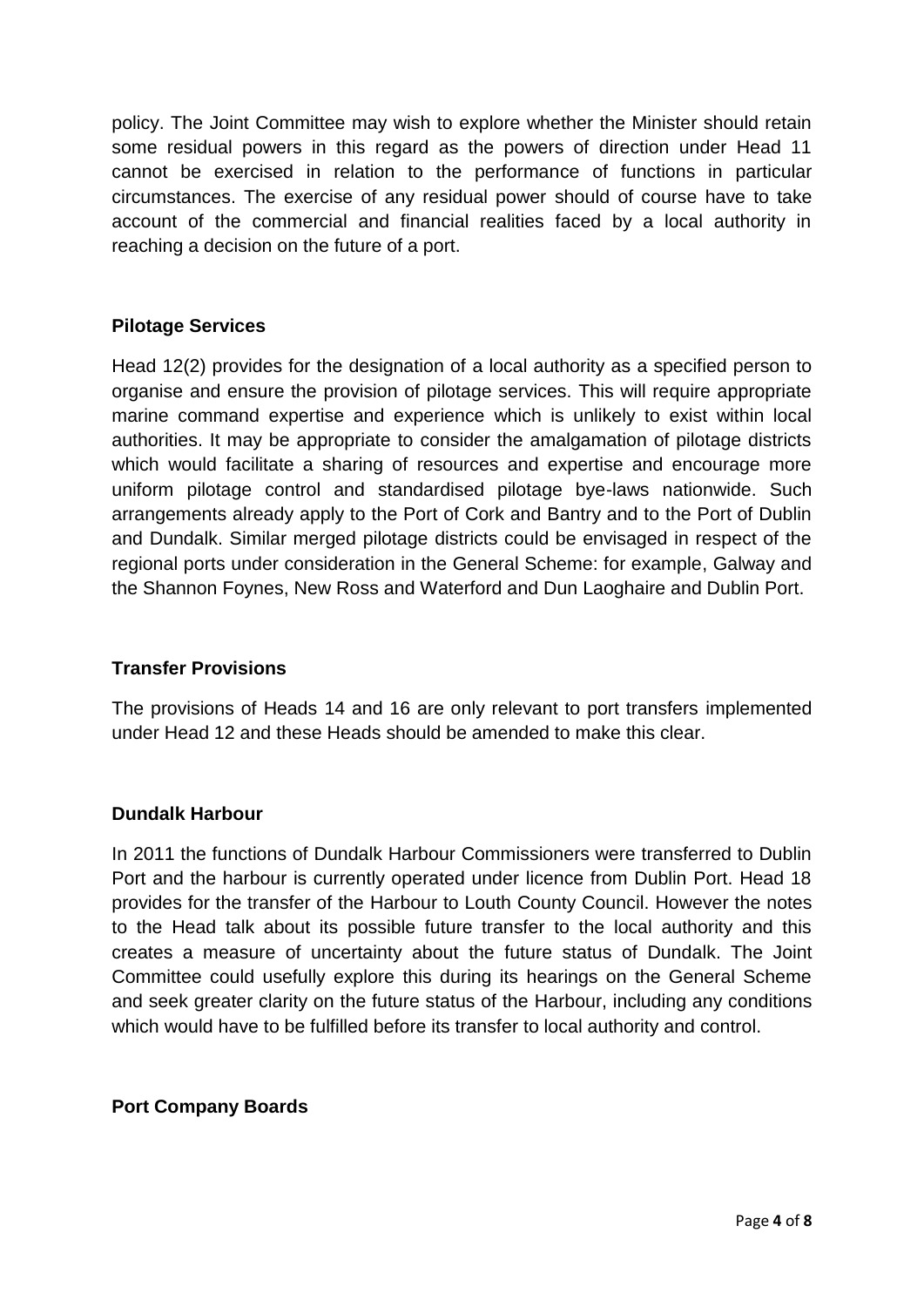policy. The Joint Committee may wish to explore whether the Minister should retain some residual powers in this regard as the powers of direction under Head 11 cannot be exercised in relation to the performance of functions in particular circumstances. The exercise of any residual power should of course have to take account of the commercial and financial realities faced by a local authority in reaching a decision on the future of a port.

**Pilotage Services**

Head 12(2) provides for the designation of a local authority as a specified person to organise and ensure the provision of pilotage services. This will require appropriate marine command expertise and experience which is unlikely to exist within local authorities. It may be appropriate to consider the amalgamation of pilotage districts which would facilitate a sharing of resources and expertise and encourage more uniform pilotage control and standardised pilotage bye-laws nationwide. Such arrangements already apply to the Port of Cork and Bantry and to the Port of Dublin and Dundalk. Similar merged pilotage districts could be envisaged in respect of the regional ports under consideration in the General Scheme: for example, Galway and the Shannon Foynes, New Ross and Waterford and Dun Laoghaire and Dublin Port.

**Transfer Provisions**

The provisions of Heads 14 and 16 are only relevant to port transfers implemented under Head 12 and these Heads should be amended to make this clear.

**Dundalk Harbour**

In 2011 the functions of Dundalk Harbour Commissioners were transferred to Dublin Port and the harbour is currently operated under licence from Dublin Port. Head 18 provides for the transfer of the Harbour to Louth County Council. However the notes to the Head talk about its possible future transfer to the local authority and this creates a measure of uncertainty about the future status of Dundalk. The Joint Committee could usefully explore this during its hearings on the General Scheme and seek greater clarity on the future status of the Harbour, including any conditions which would have to be fulfilled before its transfer to local authority and control.

**Port Company Boards**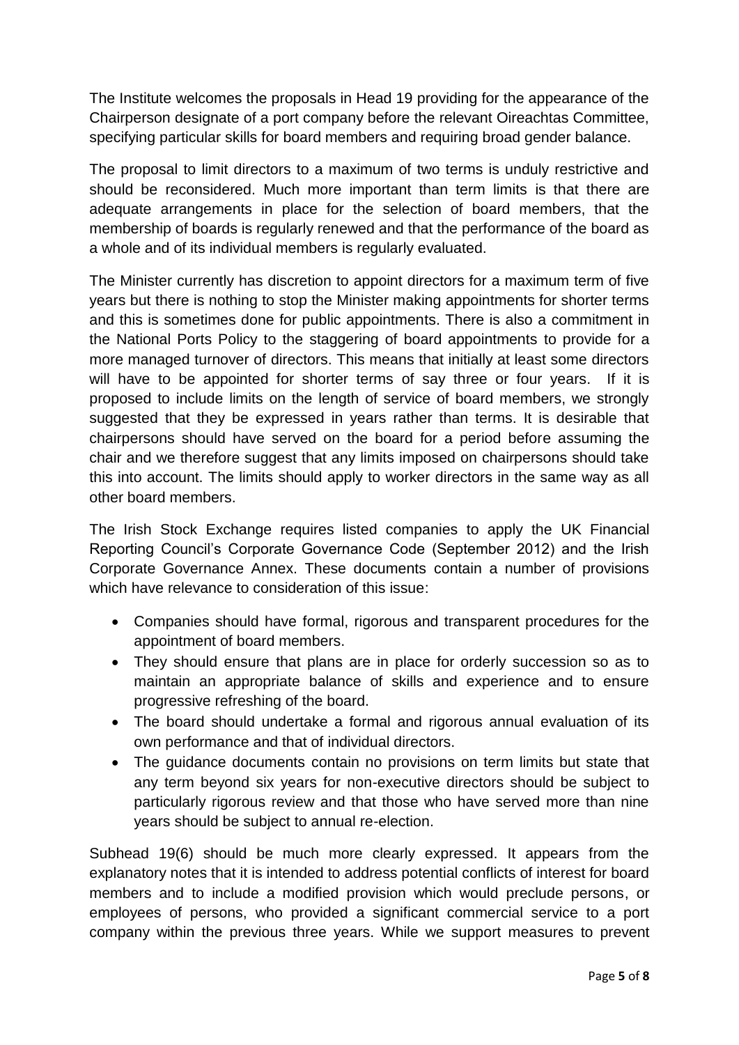The Institute welcomes the proposals in Head 19 providing for the appearance of the Chairperson designate of a port company before the relevant Oireachtas Committee, specifying particular skills for board members and requiring broad gender balance.

The proposal to limit directors to a maximum of two terms is unduly restrictive and should be reconsidered. Much more important than term limits is that there are adequate arrangements in place for the selection of board members, that the membership of boards is regularly renewed and that the performance of the board as a whole and of its individual members is regularly evaluated.

The Minister currently has discretion to appoint directors for a maximum term of five years but there is nothing to stop the Minister making appointments for shorter terms and this is sometimes done for public appointments. There is also a commitment in the National Ports Policy to the staggering of board appointments to provide for a more managed turnover of directors. This means that initially at least some directors will have to be appointed for shorter terms of say three or four years. If it is proposed to include limits on the length of service of board members, we strongly suggested that they be expressed in years rather than terms. It is desirable that chairpersons should have served on the board for a period before assuming the chair and we therefore suggest that any limits imposed on chairpersons should take this into account. The limits should apply to worker directors in the same way as all other board members.

The Irish Stock Exchange requires listed companies to apply the UK Financial Reporting Council's Corporate Governance Code (September 2012) and the Irish Corporate Governance Annex. These documents contain a number of provisions which have relevance to consideration of this issue:

- Companies should have formal, rigorous and transparent procedures for the appointment of board members.
- They should ensure that plans are in place for orderly succession so as to maintain an appropriate balance of skills and experience and to ensure progressive refreshing of the board.
- The board should undertake a formal and rigorous annual evaluation of its own performance and that of individual directors.
- The guidance documents contain no provisions on term limits but state that any term beyond six years for non-executive directors should be subject to particularly rigorous review and that those who have served more than nine years should be subject to annual re-election.

Subhead 19(6) should be much more clearly expressed. It appears from the explanatory notes that it is intended to address potential conflicts of interest for board members and to include a modified provision which would preclude persons, or employees of persons, who provided a significant commercial service to a port company within the previous three years. While we support measures to prevent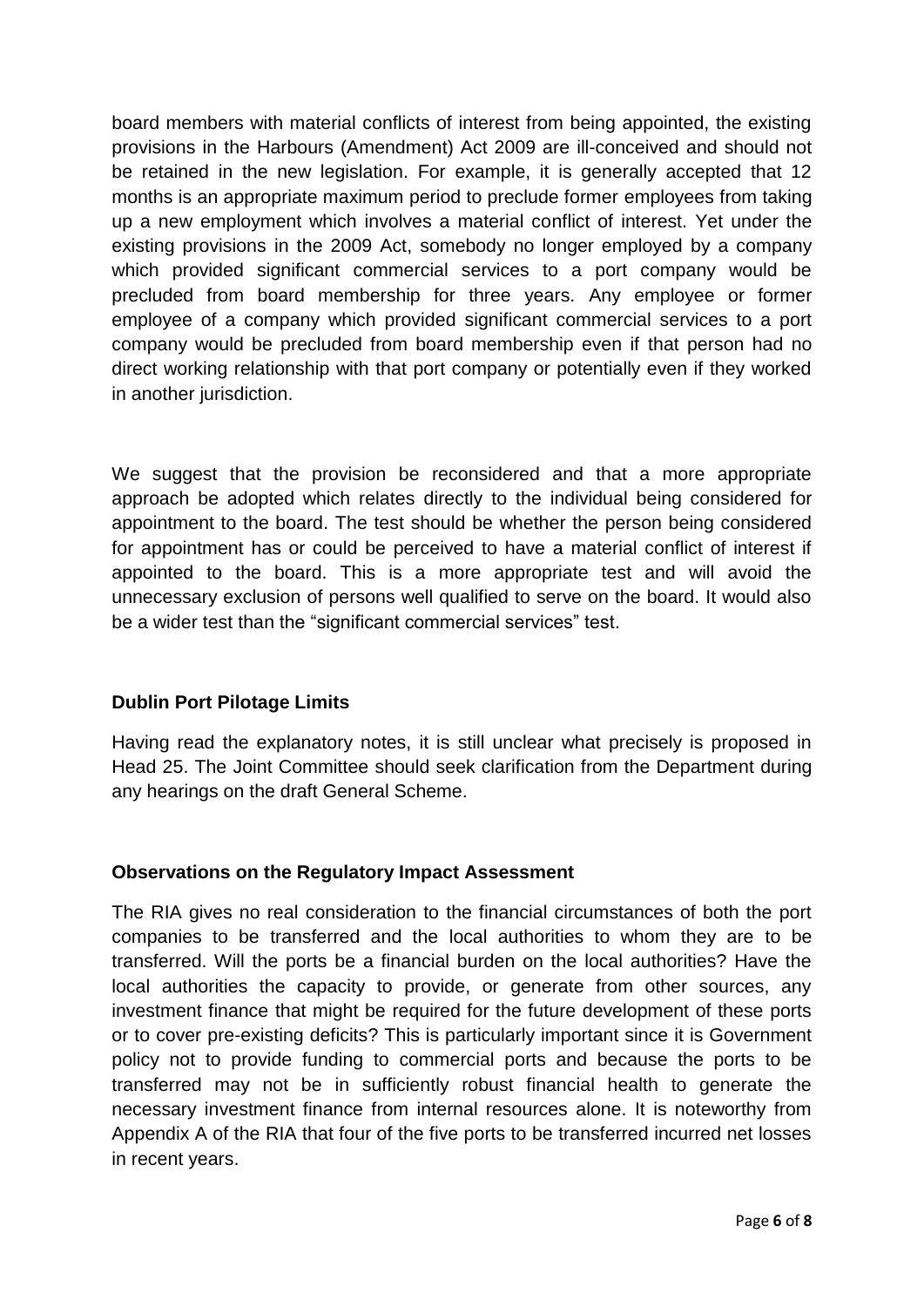board members with material conflicts of interest from being appointed, the existing provisions in the Harbours (Amendment) Act 2009 are ill-conceived and should not be retained in the new legislation. For example, it is generally accepted that 12 months is an appropriate maximum period to preclude former employees from taking up a new employment which involves a material conflict of interest. Yet under the existing provisions in the 2009 Act, somebody no longer employed by a company which provided significant commercial services to a port company would be precluded from board membership for three years. Any employee or former employee of a company which provided significant commercial services to a port company would be precluded from board membership even if that person had no direct working relationship with that port company or potentially even if they worked in another jurisdiction.

We suggest that the provision be reconsidered and that a more appropriate approach be adopted which relates directly to the individual being considered for appointment to the board. The test should be whether the person being considered for appointment has or could be perceived to have a material conflict of interest if appointed to the board. This is a more appropriate test and will avoid the unnecessary exclusion of persons well qualified to serve on the board. It would also be a wider test than the "significant commercial services" test.

**Dublin Port Pilotage Limits**

Having read the explanatory notes, it is still unclear what precisely is proposed in Head 25. The Joint Committee should seek clarification from the Department during any hearings on the draft General Scheme.

**Observations on the Regulatory Impact Assessment**

The RIA gives no real consideration to the financial circumstances of both the port companies to be transferred and the local authorities to whom they are to be transferred. Will the ports be a financial burden on the local authorities? Have the local authorities the capacity to provide, or generate from other sources, any investment finance that might be required for the future development of these ports or to cover pre-existing deficits? This is particularly important since it is Government policy not to provide funding to commercial ports and because the ports to be transferred may not be in sufficiently robust financial health to generate the necessary investment finance from internal resources alone. It is noteworthy from Appendix A of the RIA that four of the five ports to be transferred incurred net losses in recent years.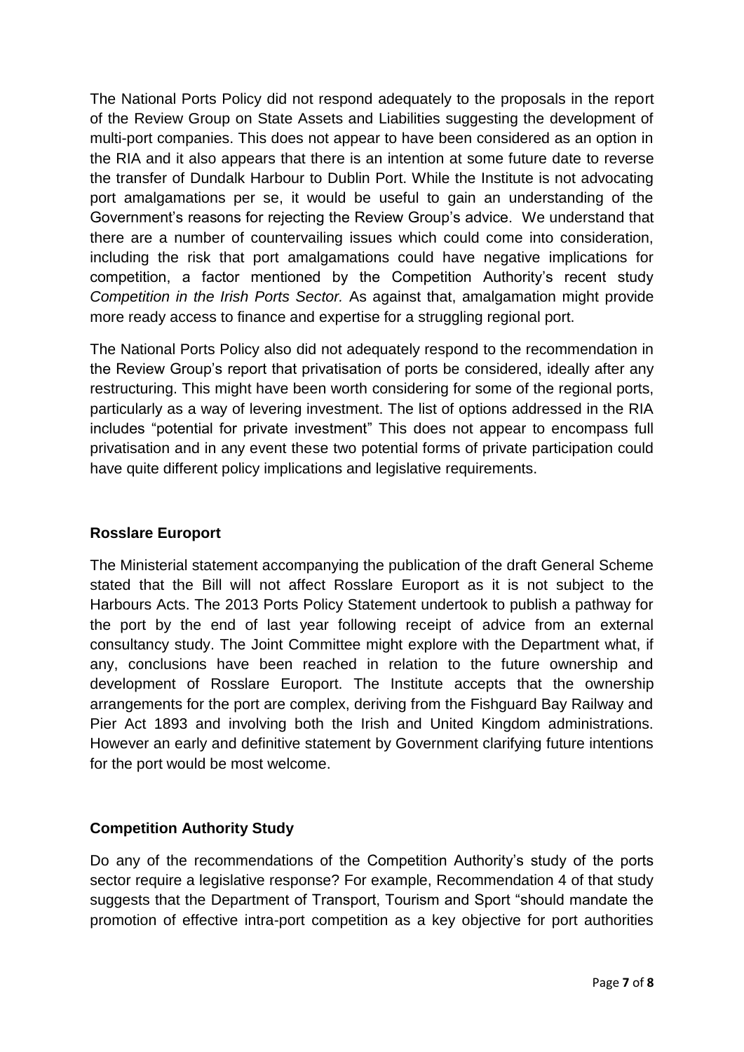The National Ports Policy did not respond adequately to the proposals in the report of the Review Group on State Assets and Liabilities suggesting the development of multi-port companies. This does not appear to have been considered as an option in the RIA and it also appears that there is an intention at some future date to reverse the transfer of Dundalk Harbour to Dublin Port. While the Institute is not advocating port amalgamations per se, it would be useful to gain an understanding of the Government's reasons for rejecting the Review Group's advice. We understand that there are a number of countervailing issues which could come into consideration, including the risk that port amalgamations could have negative implications for competition, a factor mentioned by the Competition Authority's recent study *Competition in the Irish Ports Sector.* As against that, amalgamation might provide more ready access to finance and expertise for a struggling regional port.

The National Ports Policy also did not adequately respond to the recommendation in the Review Group's report that privatisation of ports be considered, ideally after any restructuring. This might have been worth considering for some of the regional ports, particularly as a way of levering investment. The list of options addressed in the RIA includes "potential for private investment" This does not appear to encompass full privatisation and in any event these two potential forms of private participation could have quite different policy implications and legislative requirements.

**Rosslare Europort**

The Ministerial statement accompanying the publication of the draft General Scheme stated that the Bill will not affect Rosslare Europort as it is not subject to the Harbours Acts. The 2013 Ports Policy Statement undertook to publish a pathway for the port by the end of last year following receipt of advice from an external consultancy study. The Joint Committee might explore with the Department what, if any, conclusions have been reached in relation to the future ownership and development of Rosslare Europort. The Institute accepts that the ownership arrangements for the port are complex, deriving from the Fishguard Bay Railway and Pier Act 1893 and involving both the Irish and United Kingdom administrations. However an early and definitive statement by Government clarifying future intentions for the port would be most welcome.

**Competition Authority Study**

Do any of the recommendations of the Competition Authority's study of the ports sector require a legislative response? For example, Recommendation 4 of that study suggests that the Department of Transport, Tourism and Sport "should mandate the promotion of effective intra-port competition as a key objective for port authorities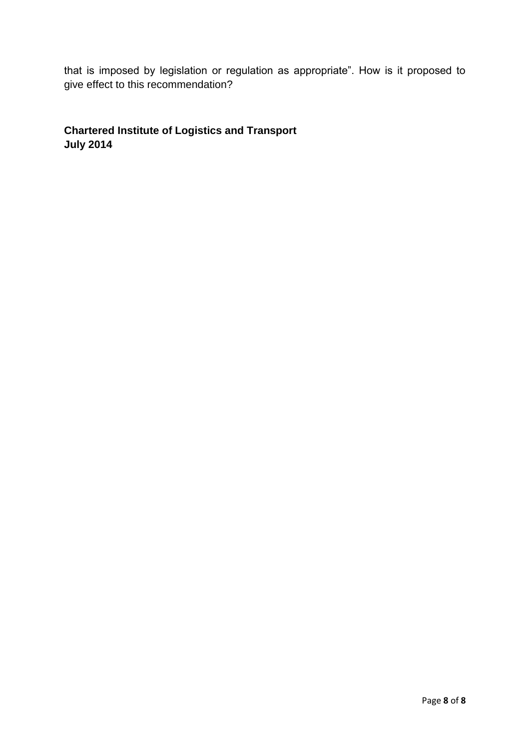that is imposed by legislation or regulation as appropriate". How is it proposed to give effect to this recommendation?

**Chartered Institute of Logistics and Transport**
**July 2014**